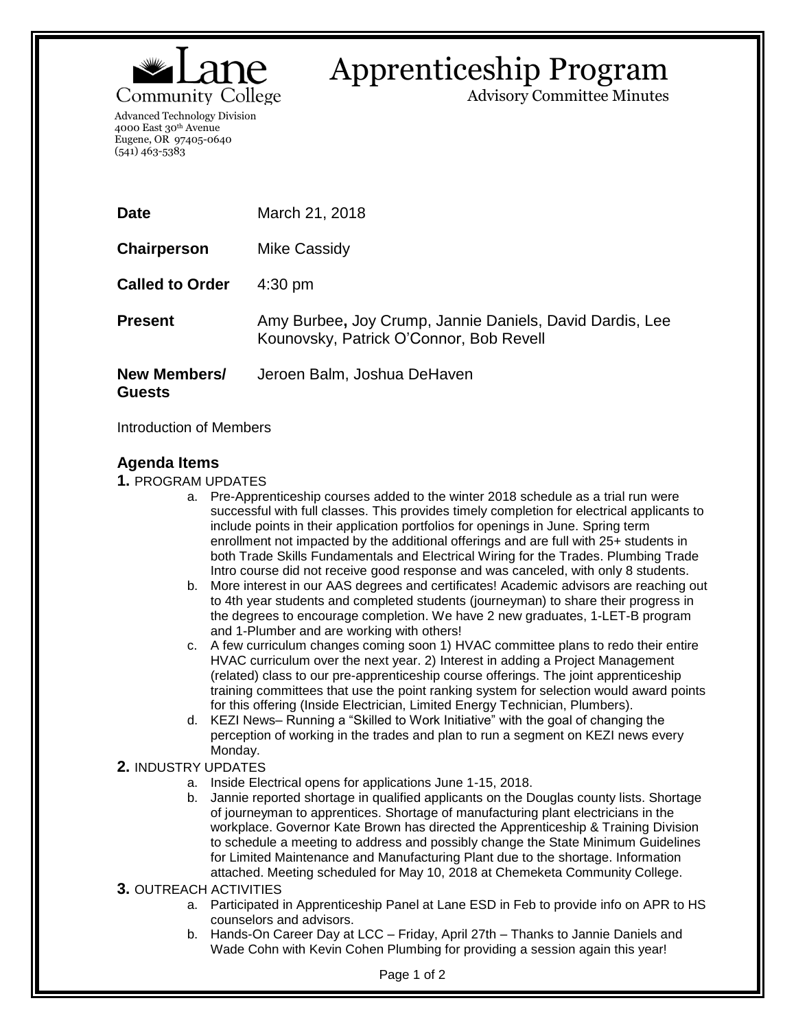Lane Community College

Advanced Technology Division
4000 East 30th Avenue
Eugene, OR 97405-0640
(541) 463-5383

# Apprenticeship Program

Advisory Committee Minutes

| | |
|---|---|
| **Date** | March 21, 2018 |
| **Chairperson** | Mike Cassidy |
| **Called to Order** | 4:30 pm |
| **Present** | Amy Burbee**,** Joy Crump, Jannie Daniels, David Dardis, Lee Kounovsky, Patrick O'Connor, Bob Revell |
| **New Members/ Guests** | Jeroen Balm, Joshua DeHaven |

Introduction of Members

## Agenda Items

**1.** PROGRAM UPDATES

a. Pre-Apprenticeship courses added to the winter 2018 schedule as a trial run were successful with full classes. This provides timely completion for electrical applicants to include points in their application portfolios for openings in June. Spring term enrollment not impacted by the additional offerings and are full with 25+ students in both Trade Skills Fundamentals and Electrical Wiring for the Trades. Plumbing Trade Intro course did not receive good response and was canceled, with only 8 students.

b. More interest in our AAS degrees and certificates! Academic advisors are reaching out to 4th year students and completed students (journeyman) to share their progress in the degrees to encourage completion. We have 2 new graduates, 1-LET-B program and 1-Plumber and are working with others!

c. A few curriculum changes coming soon 1) HVAC committee plans to redo their entire HVAC curriculum over the next year. 2) Interest in adding a Project Management (related) class to our pre-apprenticeship course offerings. The joint apprenticeship training committees that use the point ranking system for selection would award points for this offering (Inside Electrician, Limited Energy Technician, Plumbers).

d. KEZI News– Running a "Skilled to Work Initiative" with the goal of changing the perception of working in the trades and plan to run a segment on KEZI news every Monday.

**2.** INDUSTRY UPDATES

a. Inside Electrical opens for applications June 1-15, 2018.

b. Jannie reported shortage in qualified applicants on the Douglas county lists. Shortage of journeyman to apprentices. Shortage of manufacturing plant electricians in the workplace. Governor Kate Brown has directed the Apprenticeship & Training Division to schedule a meeting to address and possibly change the State Minimum Guidelines for Limited Maintenance and Manufacturing Plant due to the shortage. Information attached. Meeting scheduled for May 10, 2018 at Chemeketa Community College.

**3.** OUTREACH ACTIVITIES

a. Participated in Apprenticeship Panel at Lane ESD in Feb to provide info on APR to HS counselors and advisors.

b. Hands-On Career Day at LCC – Friday, April 27th – Thanks to Jannie Daniels and Wade Cohn with Kevin Cohen Plumbing for providing a session again this year!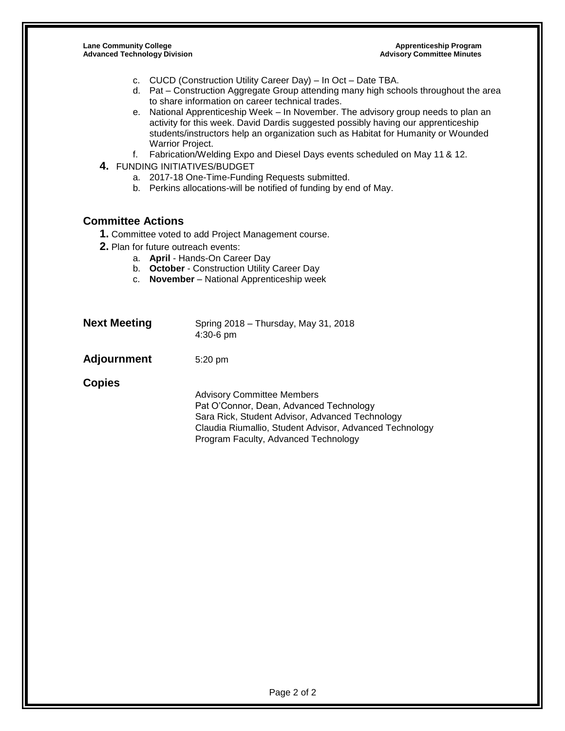c. CUCD (Construction Utility Career Day) – In Oct – Date TBA.
d. Pat – Construction Aggregate Group attending many high schools throughout the area to share information on career technical trades.
e. National Apprenticeship Week – In November. The advisory group needs to plan an activity for this week. David Dardis suggested possibly having our apprenticeship students/instructors help an organization such as Habitat for Humanity or Wounded Warrior Project.
f. Fabrication/Welding Expo and Diesel Days events scheduled on May 11 & 12.

**4.** FUNDING INITIATIVES/BUDGET

a. 2017-18 One-Time-Funding Requests submitted.
b. Perkins allocations-will be notified of funding by end of May.

## Committee Actions

**1.** Committee voted to add Project Management course.

**2.** Plan for future outreach events:

a. **April** - Hands-On Career Day
b. **October** - Construction Utility Career Day
c. **November** – National Apprenticeship week

**Next Meeting** Spring 2018 – Thursday, May 31, 2018
4:30-6 pm

**Adjournment** 5:20 pm

**Copies**

Advisory Committee Members
Pat O'Connor, Dean, Advanced Technology
Sara Rick, Student Advisor, Advanced Technology
Claudia Riumallio, Student Advisor, Advanced Technology
Program Faculty, Advanced Technology